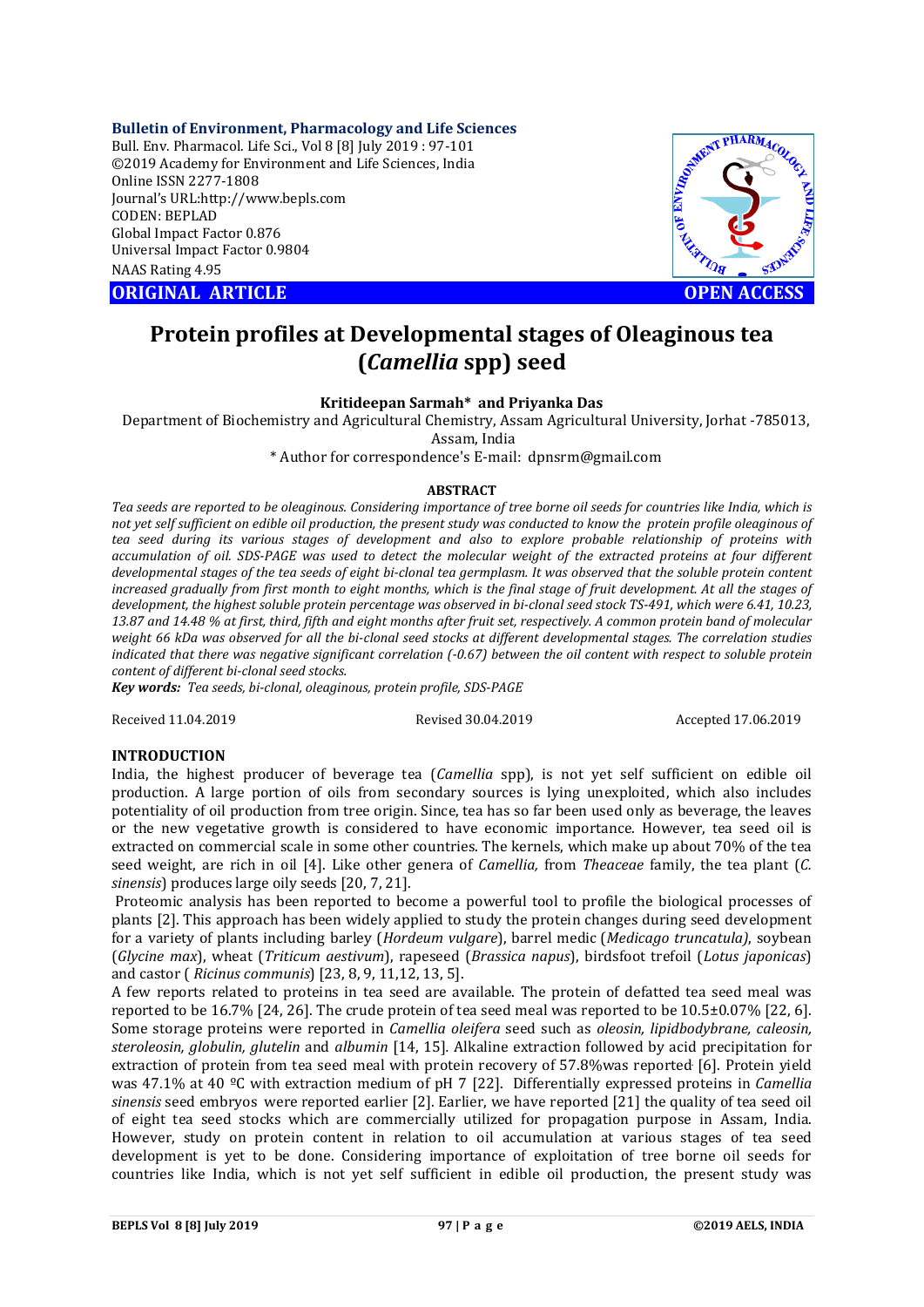Bulletin of Environment, Pharmacology and Life Sciences
Bull. Env. Pharmacol. Life Sci., Vol 8 [8] July 2019 : 97-101
©2019 Academy for Environment and Life Sciences, India
Online ISSN 2277-1808
Journal's URL:http://www.bepls.com
CODEN: BEPLAD
Global Impact Factor 0.876
Universal Impact Factor 0.9804
NAAS Rating 4.95

**ORIGINAL ARTICLE** **OPEN ACCESS**

# Protein profiles at Developmental stages of Oleaginous tea (*Camellia* spp) seed

**Kritideepan Sarmah\* and Priyanka Das**

Department of Biochemistry and Agricultural Chemistry, Assam Agricultural University, Jorhat -785013, Assam, India

\* Author for correspondence's E-mail: dpnsrm@gmail.com

## ABSTRACT

*Tea seeds are reported to be oleaginous. Considering importance of tree borne oil seeds for countries like India, which is not yet self sufficient on edible oil production, the present study was conducted to know the protein profile oleaginous of tea seed during its various stages of development and also to explore probable relationship of proteins with accumulation of oil. SDS-PAGE was used to detect the molecular weight of the extracted proteins at four different developmental stages of the tea seeds of eight bi-clonal tea germplasm. It was observed that the soluble protein content increased gradually from first month to eight months, which is the final stage of fruit development. At all the stages of development, the highest soluble protein percentage was observed in bi-clonal seed stock TS-491, which were 6.41, 10.23, 13.87 and 14.48 % at first, third, fifth and eight months after fruit set, respectively. A common protein band of molecular weight 66 kDa was observed for all the bi-clonal seed stocks at different developmental stages. The correlation studies indicated that there was negative significant correlation (-0.67) between the oil content with respect to soluble protein content of different bi-clonal seed stocks.*

***Key words:*** *Tea seeds, bi-clonal, oleaginous, protein profile, SDS-PAGE*

Received 11.04.2019 Revised 30.04.2019 Accepted 17.06.2019

## INTRODUCTION

India, the highest producer of beverage tea (*Camellia* spp), is not yet self sufficient on edible oil production. A large portion of oils from secondary sources is lying unexploited, which also includes potentiality of oil production from tree origin. Since, tea has so far been used only as beverage, the leaves or the new vegetative growth is considered to have economic importance. However, tea seed oil is extracted on commercial scale in some other countries. The kernels, which make up about 70% of the tea seed weight, are rich in oil [4]. Like other genera of *Camellia,* from *Theaceae* family, the tea plant (*C. sinensis*) produces large oily seeds [20, 7, 21].

Proteomic analysis has been reported to become a powerful tool to profile the biological processes of plants [2]. This approach has been widely applied to study the protein changes during seed development for a variety of plants including barley (*Hordeum vulgare*), barrel medic (*Medicago truncatula)*, soybean (*Glycine max*), wheat (*Triticum aestivum*), rapeseed (*Brassica napus*), birdsfoot trefoil (*Lotus japonicas*) and castor ( *Ricinus communis*) [23, 8, 9, 11,12, 13, 5].

A few reports related to proteins in tea seed are available. The protein of defatted tea seed meal was reported to be 16.7% [24, 26]. The crude protein of tea seed meal was reported to be 10.5±0.07% [22, 6]. Some storage proteins were reported in *Camellia oleifera* seed such as *oleosin, lipidbodybrane, caleosin, steroleosin, globulin, glutelin* and *albumin* [14, 15]*.* Alkaline extraction followed by acid precipitation for extraction of protein from tea seed meal with protein recovery of 57.8%was reported [6]. Protein yield was 47.1% at 40 ºC with extraction medium of pH 7 [22]. Differentially expressed proteins in *Camellia sinensis* seed embryos were reported earlier [2]. Earlier, we have reported [21] the quality of tea seed oil of eight tea seed stocks which are commercially utilized for propagation purpose in Assam, India. However, study on protein content in relation to oil accumulation at various stages of tea seed development is yet to be done. Considering importance of exploitation of tree borne oil seeds for countries like India, which is not yet self sufficient in edible oil production, the present study was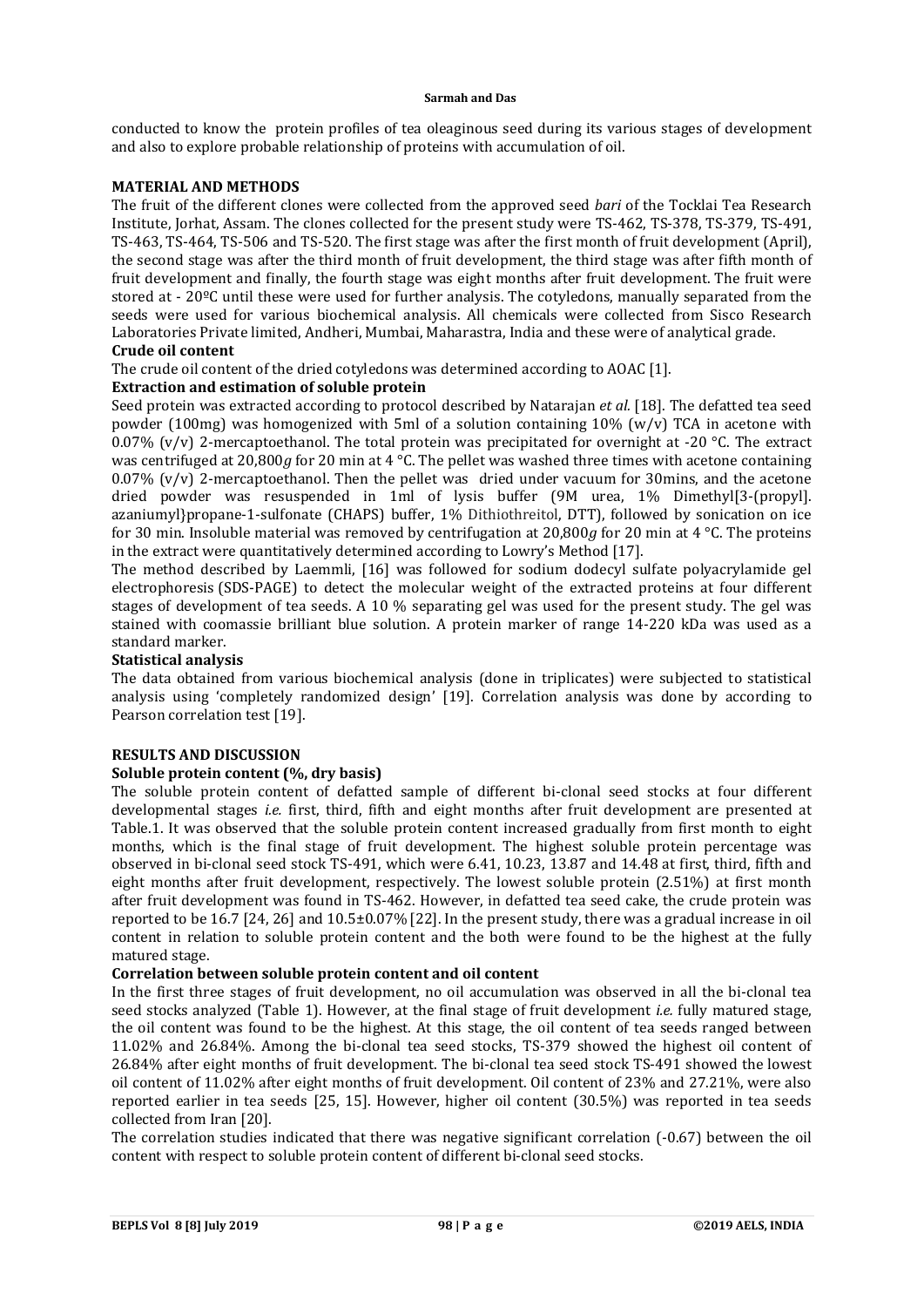conducted to know the protein profiles of tea oleaginous seed during its various stages of development and also to explore probable relationship of proteins with accumulation of oil.

## MATERIAL AND METHODS

The fruit of the different clones were collected from the approved seed *bari* of the Tocklai Tea Research Institute, Jorhat, Assam. The clones collected for the present study were TS-462, TS-378, TS-379, TS-491, TS-463, TS-464, TS-506 and TS-520. The first stage was after the first month of fruit development (April), the second stage was after the third month of fruit development, the third stage was after fifth month of fruit development and finally, the fourth stage was eight months after fruit development. The fruit were stored at - 20ºC until these were used for further analysis. The cotyledons, manually separated from the seeds were used for various biochemical analysis. All chemicals were collected from Sisco Research Laboratories Private limited, Andheri, Mumbai, Maharastra, India and these were of analytical grade.

### Crude oil content

The crude oil content of the dried cotyledons was determined according to AOAC [1].

### Extraction and estimation of soluble protein

Seed protein was extracted according to protocol described by Natarajan *et al.* [18]. The defatted tea seed powder (100mg) was homogenized with 5ml of a solution containing 10% (w/v) TCA in acetone with 0.07% (v/v) 2-mercaptoethanol. The total protein was precipitated for overnight at -20 °C. The extract was centrifuged at 20,800*g* for 20 min at 4 °C. The pellet was washed three times with acetone containing 0.07% (v/v) 2-mercaptoethanol. Then the pellet was dried under vacuum for 30mins, and the acetone dried powder was resuspended in 1ml of lysis buffer (9M urea, 1% Dimethyl[3-(propyl]. azaniumyl}propane-1-sulfonate (CHAPS) buffer, 1% Dithiothreitol, DTT), followed by sonication on ice for 30 min. Insoluble material was removed by centrifugation at 20,800*g* for 20 min at 4 °C. The proteins in the extract were quantitatively determined according to Lowry's Method [17].

The method described by Laemmli, [16] was followed for sodium dodecyl sulfate polyacrylamide gel electrophoresis (SDS-PAGE) to detect the molecular weight of the extracted proteins at four different stages of development of tea seeds. A 10 % separating gel was used for the present study. The gel was stained with coomassie brilliant blue solution. A protein marker of range 14-220 kDa was used as a standard marker.

### Statistical analysis

The data obtained from various biochemical analysis (done in triplicates) were subjected to statistical analysis using 'completely randomized design' [19]. Correlation analysis was done by according to Pearson correlation test [19].

## RESULTS AND DISCUSSION

### Soluble protein content (%, dry basis)

The soluble protein content of defatted sample of different bi-clonal seed stocks at four different developmental stages *i.e.* first, third, fifth and eight months after fruit development are presented at Table.1. It was observed that the soluble protein content increased gradually from first month to eight months, which is the final stage of fruit development. The highest soluble protein percentage was observed in bi-clonal seed stock TS-491, which were 6.41, 10.23, 13.87 and 14.48 at first, third, fifth and eight months after fruit development, respectively. The lowest soluble protein (2.51%) at first month after fruit development was found in TS-462. However, in defatted tea seed cake, the crude protein was reported to be 16.7 [24, 26] and 10.5±0.07% [22]. In the present study, there was a gradual increase in oil content in relation to soluble protein content and the both were found to be the highest at the fully matured stage.

### Correlation between soluble protein content and oil content

In the first three stages of fruit development, no oil accumulation was observed in all the bi-clonal tea seed stocks analyzed (Table 1). However, at the final stage of fruit development *i.e.* fully matured stage, the oil content was found to be the highest. At this stage, the oil content of tea seeds ranged between 11.02% and 26.84%. Among the bi-clonal tea seed stocks, TS-379 showed the highest oil content of 26.84% after eight months of fruit development. The bi-clonal tea seed stock TS-491 showed the lowest oil content of 11.02% after eight months of fruit development. Oil content of 23% and 27.21%, were also reported earlier in tea seeds [25, 15]. However, higher oil content (30.5%) was reported in tea seeds collected from Iran [20].

The correlation studies indicated that there was negative significant correlation (-0.67) between the oil content with respect to soluble protein content of different bi-clonal seed stocks.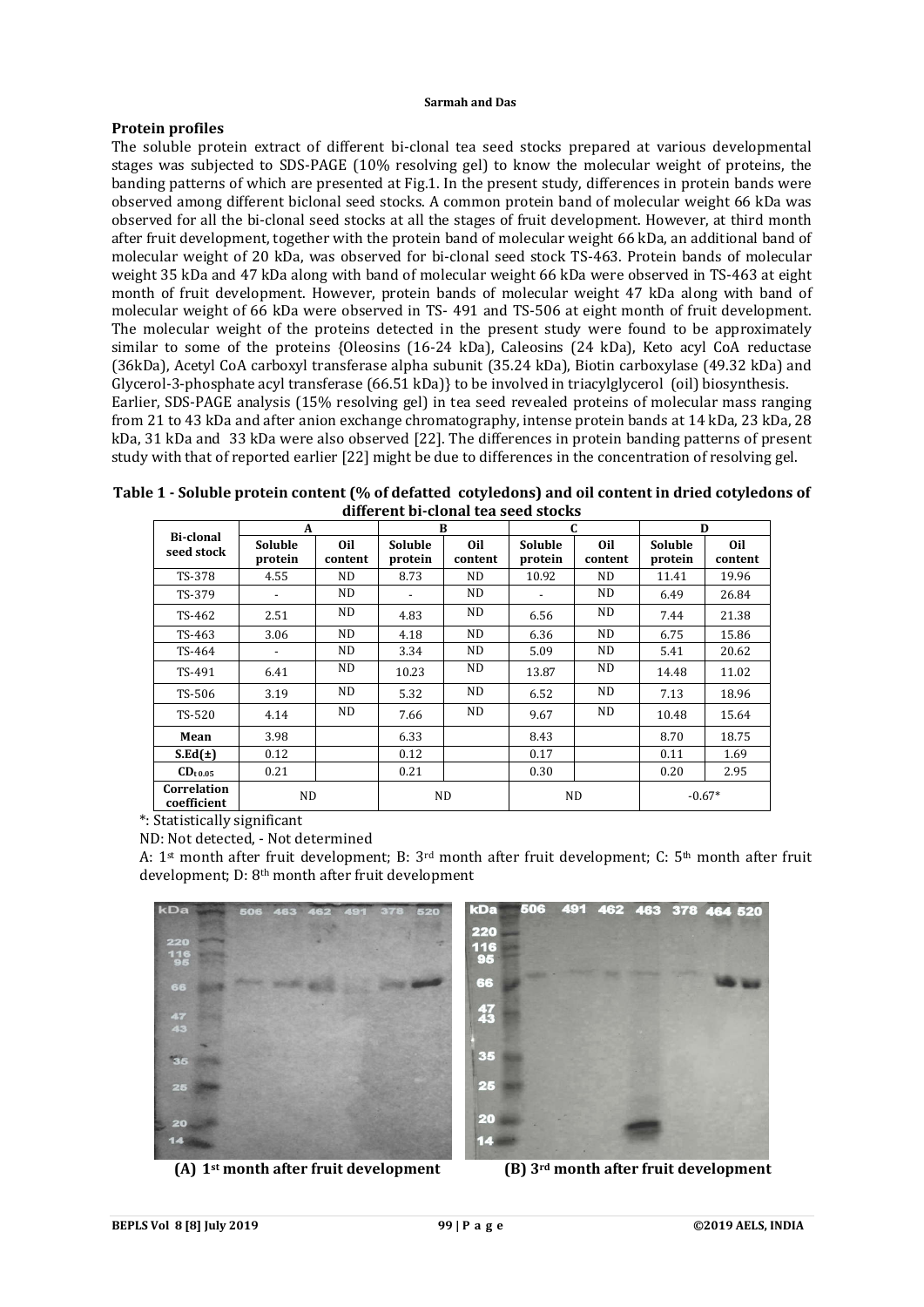## Protein profiles

The soluble protein extract of different bi-clonal tea seed stocks prepared at various developmental stages was subjected to SDS-PAGE (10% resolving gel) to know the molecular weight of proteins, the banding patterns of which are presented at Fig.1. In the present study, differences in protein bands were observed among different biclonal seed stocks. A common protein band of molecular weight 66 kDa was observed for all the bi-clonal seed stocks at all the stages of fruit development. However, at third month after fruit development, together with the protein band of molecular weight 66 kDa, an additional band of molecular weight of 20 kDa, was observed for bi-clonal seed stock TS-463. Protein bands of molecular weight 35 kDa and 47 kDa along with band of molecular weight 66 kDa were observed in TS-463 at eight month of fruit development. However, protein bands of molecular weight 47 kDa along with band of molecular weight of 66 kDa were observed in TS- 491 and TS-506 at eight month of fruit development. The molecular weight of the proteins detected in the present study were found to be approximately similar to some of the proteins {Oleosins (16-24 kDa), Caleosins (24 kDa), Keto acyl CoA reductase (36kDa), Acetyl CoA carboxyl transferase alpha subunit (35.24 kDa), Biotin carboxylase (49.32 kDa) and Glycerol-3-phosphate acyl transferase (66.51 kDa)} to be involved in triacylglycerol (oil) biosynthesis.

Earlier, SDS-PAGE analysis (15% resolving gel) in tea seed revealed proteins of molecular mass ranging from 21 to 43 kDa and after anion exchange chromatography, intense protein bands at 14 kDa, 23 kDa, 28 kDa, 31 kDa and 33 kDa were also observed [22]. The differences in protein banding patterns of present study with that of reported earlier [22] might be due to differences in the concentration of resolving gel.

**Table 1 - Soluble protein content (% of defatted cotyledons) and oil content in dried cotyledons of different bi-clonal tea seed stocks**

| Bi-clonal seed stock | A | | B | | C | | D | |
|---|---|---|---|---|---|---|---|---|
| | Soluble protein | Oil content | Soluble protein | Oil content | Soluble protein | Oil content | Soluble protein | Oil content |
| TS-378 | 4.55 | ND | 8.73 | ND | 10.92 | ND | 11.41 | 19.96 |
| TS-379 | - | ND | - | ND | - | ND | 6.49 | 26.84 |
| TS-462 | 2.51 | ND | 4.83 | ND | 6.56 | ND | 7.44 | 21.38 |
| TS-463 | 3.06 | ND | 4.18 | ND | 6.36 | ND | 6.75 | 15.86 |
| TS-464 | - | ND | 3.34 | ND | 5.09 | ND | 5.41 | 20.62 |
| TS-491 | 6.41 | ND | 10.23 | ND | 13.87 | ND | 14.48 | 11.02 |
| TS-506 | 3.19 | ND | 5.32 | ND | 6.52 | ND | 7.13 | 18.96 |
| TS-520 | 4.14 | ND | 7.66 | ND | 9.67 | ND | 10.48 | 15.64 |
| **Mean** | 3.98 | | 6.33 | | 8.43 | | 8.70 | 18.75 |
| **S.Ed(±)** | 0.12 | | 0.12 | | 0.17 | | 0.11 | 1.69 |
| **$CD_{t\,0.05}$** | 0.21 | | 0.21 | | 0.30 | | 0.20 | 2.95 |
| **Correlation coefficient** | ND | | ND | | ND | | -0.67* | |

*: Statistically significant

ND: Not detected, - Not determined

A: 1st month after fruit development; B: 3rd month after fruit development; C: 5th month after fruit development; D: 8th month after fruit development

**(A) 1st month after fruit development** **(B) 3rd month after fruit development**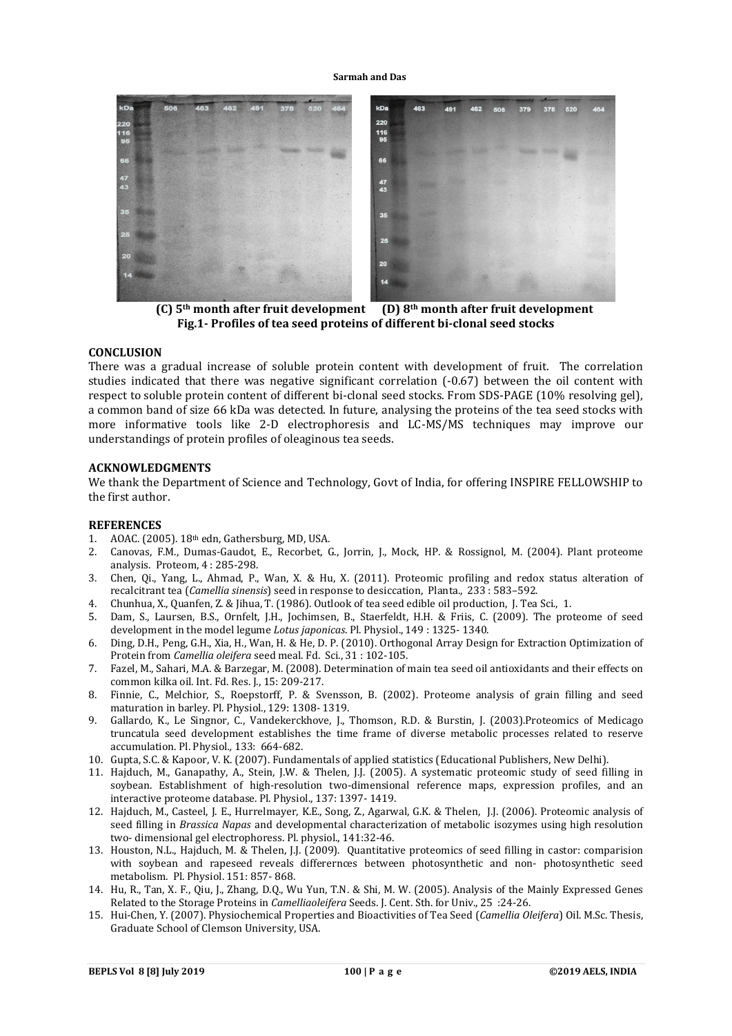**(C) 5th month after fruit development (D) 8th month after fruit development**

**Fig.1- Profiles of tea seed proteins of different bi-clonal seed stocks**

## CONCLUSION

There was a gradual increase of soluble protein content with development of fruit. The correlation studies indicated that there was negative significant correlation (-0.67) between the oil content with respect to soluble protein content of different bi-clonal seed stocks. From SDS-PAGE (10% resolving gel), a common band of size 66 kDa was detected. In future, analysing the proteins of the tea seed stocks with more informative tools like 2-D electrophoresis and LC-MS/MS techniques may improve our understandings of protein profiles of oleaginous tea seeds.

## ACKNOWLEDGMENTS

We thank the Department of Science and Technology, Govt of India, for offering INSPIRE FELLOWSHIP to the first author.

## REFERENCES

1. AOAC. (2005). 18th edn, Gathersburg, MD, USA.
2. Canovas, F.M., Dumas-Gaudot, E., Recorbet, G., Jorrin, J., Mock, HP. & Rossignol, M. (2004). Plant proteome analysis. Proteom, 4 : 285-298.
3. Chen, Qi., Yang, L., Ahmad, P., Wan, X. & Hu, X. (2011). Proteomic profiling and redox status alteration of recalcitrant tea (*Camellia sinensis*) seed in response to desiccation, Planta., 233 : 583–592.
4. Chunhua, X., Quanfen, Z. & Jihua, T. (1986). Outlook of tea seed edible oil production, J. Tea Sci., 1.
5. Dam, S., Laursen, B.S., Ornfelt, J.H., Jochimsen, B., Staerfeldt, H.H. & Friis, C. (2009). The proteome of seed development in the model legume *Lotus japonicas*. Pl. Physiol., 149 : 1325- 1340.
6. Ding, D.H., Peng, G.H., Xia, H., Wan, H. & He, D. P. (2010). Orthogonal Array Design for Extraction Optimization of Protein from *Camellia oleifera* seed meal. Fd. Sci., 31 : 102-105.
7. Fazel, M., Sahari, M.A. & Barzegar, M. (2008). Determination of main tea seed oil antioxidants and their effects on common kilka oil. Int. Fd. Res. J., 15: 209-217.
8. Finnie, C., Melchior, S., Roepstorff, P. & Svensson, B. (2002). Proteome analysis of grain filling and seed maturation in barley. Pl. Physiol., 129: 1308- 1319.
9. Gallardo, K., Le Singnor, C., Vandekerckhove, J., Thomson, R.D. & Burstin, J. (2003).Proteomics of Medicago truncatula seed development establishes the time frame of diverse metabolic processes related to reserve accumulation. Pl. Physiol., 133: 664-682.
10. Gupta, S.C. & Kapoor, V. K. (2007). Fundamentals of applied statistics (Educational Publishers, New Delhi).
11. Hajduch, M., Ganapathy, A., Stein, J.W. & Thelen, J.J. (2005). A systematic proteomic study of seed filling in soybean. Establishment of high-resolution two-dimensional reference maps, expression profiles, and an interactive proteome database. Pl. Physiol., 137: 1397- 1419.
12. Hajduch, M., Casteel, J. E., Hurrelmayer, K.E., Song, Z., Agarwal, G.K. & Thelen, J.J. (2006). Proteomic analysis of seed filling in *Brassica Napas* and developmental characterization of metabolic isozymes using high resolution two- dimensional gel electrophoresis. Pl. physiol., 141:32-46.
13. Houston, N.L., Hajduch, M. & Thelen, J.J. (2009). Quantitative proteomics of seed filling in castor: comparision with soybean and rapeseed reveals differernces between photosynthetic and non- photosynthetic seed metabolism. Pl. Physiol. 151: 857- 868.
14. Hu, R., Tan, X. F., Qiu, J., Zhang, D.Q., Wu Yun, T.N. & Shi, M. W. (2005). Analysis of the Mainly Expressed Genes Related to the Storage Proteins in *Camelliaoleifera* Seeds. J. Cent. Sth. for Univ., 25 :24-26.
15. Hui-Chen, Y. (2007). Physiochemical Properties and Bioactivities of Tea Seed (*Camellia Oleifera*) Oil. M.Sc. Thesis, Graduate School of Clemson University, USA.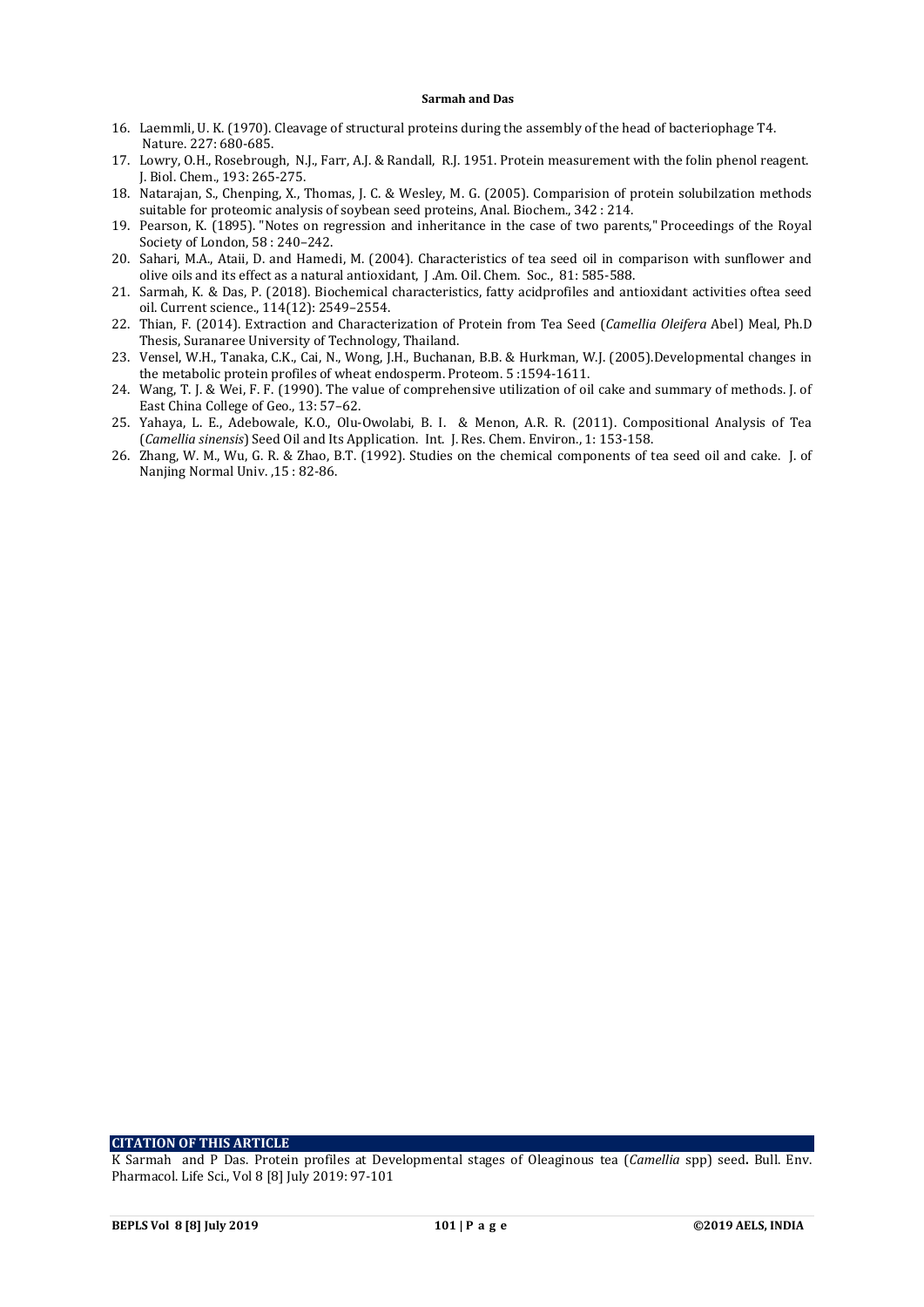16. Laemmli, U. K. (1970). Cleavage of structural proteins during the assembly of the head of bacteriophage T4. Nature. 227: 680-685.
17. Lowry, O.H., Rosebrough, N.J., Farr, A.J. & Randall, R.J. 1951. Protein measurement with the folin phenol reagent. J. Biol. Chem., 193: 265-275.
18. Natarajan, S., Chenping, X., Thomas, J. C. & Wesley, M. G. (2005). Comparision of protein solubilzation methods suitable for proteomic analysis of soybean seed proteins, Anal. Biochem., 342 : 214.
19. Pearson, K. (1895). "Notes on regression and inheritance in the case of two parents," Proceedings of the Royal Society of London, 58 : 240–242.
20. Sahari, M.A., Ataii, D. and Hamedi, M. (2004). Characteristics of tea seed oil in comparison with sunflower and olive oils and its effect as a natural antioxidant, J .Am. Oil. Chem. Soc., 81: 585-588.
21. Sarmah, K. & Das, P. (2018). Biochemical characteristics, fatty acidprofiles and antioxidant activities oftea seed oil. Current science., 114(12): 2549–2554.
22. Thian, F. (2014). Extraction and Characterization of Protein from Tea Seed (*Camellia Oleifera* Abel) Meal, Ph.D Thesis, Suranaree University of Technology, Thailand.
23. Vensel, W.H., Tanaka, C.K., Cai, N., Wong, J.H., Buchanan, B.B. & Hurkman, W.J. (2005).Developmental changes in the metabolic protein profiles of wheat endosperm. Proteom. 5 :1594-1611.
24. Wang, T. J. & Wei, F. F. (1990). The value of comprehensive utilization of oil cake and summary of methods. J. of East China College of Geo., 13: 57–62.
25. Yahaya, L. E., Adebowale, K.O., Olu-Owolabi, B. I. & Menon, A.R. R. (2011). Compositional Analysis of Tea (*Camellia sinensis*) Seed Oil and Its Application. Int. J. Res. Chem. Environ., 1: 153-158.
26. Zhang, W. M., Wu, G. R. & Zhao, B.T. (1992). Studies on the chemical components of tea seed oil and cake. J. of Nanjing Normal Univ. ,15 : 82-86.

**CITATION OF THIS ARTICLE**

K Sarmah and P Das. Protein profiles at Developmental stages of Oleaginous tea (*Camellia* spp) seed**.** Bull. Env. Pharmacol. Life Sci., Vol 8 [8] July 2019: 97-101